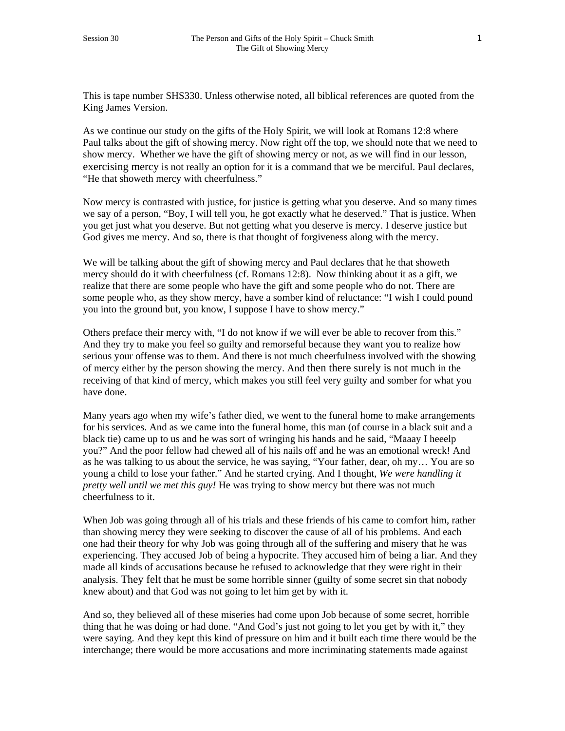This is tape number SHS330. Unless otherwise noted, all biblical references are quoted from the King James Version.

As we continue our study on the gifts of the Holy Spirit, we will look at Romans 12:8 where Paul talks about the gift of showing mercy. Now right off the top, we should note that we need to show mercy. Whether we have the gift of showing mercy or not, as we will find in our lesson, exercising mercy is not really an option for it is a command that we be merciful. Paul declares, "He that showeth mercy with cheerfulness."

Now mercy is contrasted with justice, for justice is getting what you deserve. And so many times we say of a person, "Boy, I will tell you, he got exactly what he deserved." That is justice. When you get just what you deserve. But not getting what you deserve is mercy. I deserve justice but God gives me mercy. And so, there is that thought of forgiveness along with the mercy.

We will be talking about the gift of showing mercy and Paul declares that he that showeth mercy should do it with cheerfulness (cf. Romans 12:8). Now thinking about it as a gift, we realize that there are some people who have the gift and some people who do not. There are some people who, as they show mercy, have a somber kind of reluctance: "I wish I could pound you into the ground but, you know, I suppose I have to show mercy."

Others preface their mercy with, "I do not know if we will ever be able to recover from this." And they try to make you feel so guilty and remorseful because they want you to realize how serious your offense was to them. And there is not much cheerfulness involved with the showing of mercy either by the person showing the mercy. And then there surely is not much in the receiving of that kind of mercy, which makes you still feel very guilty and somber for what you have done.

Many years ago when my wife's father died, we went to the funeral home to make arrangements for his services. And as we came into the funeral home, this man (of course in a black suit and a black tie) came up to us and he was sort of wringing his hands and he said, "Maaay I heeelp you?" And the poor fellow had chewed all of his nails off and he was an emotional wreck! And as he was talking to us about the service, he was saying, "Your father, dear, oh my… You are so young a child to lose your father." And he started crying. And I thought, *We were handling it pretty well until we met this guy!* He was trying to show mercy but there was not much cheerfulness to it.

When Job was going through all of his trials and these friends of his came to comfort him, rather than showing mercy they were seeking to discover the cause of all of his problems. And each one had their theory for why Job was going through all of the suffering and misery that he was experiencing. They accused Job of being a hypocrite. They accused him of being a liar. And they made all kinds of accusations because he refused to acknowledge that they were right in their analysis. They felt that he must be some horrible sinner (guilty of some secret sin that nobody knew about) and that God was not going to let him get by with it.

And so, they believed all of these miseries had come upon Job because of some secret, horrible thing that he was doing or had done. "And God's just not going to let you get by with it," they were saying. And they kept this kind of pressure on him and it built each time there would be the interchange; there would be more accusations and more incriminating statements made against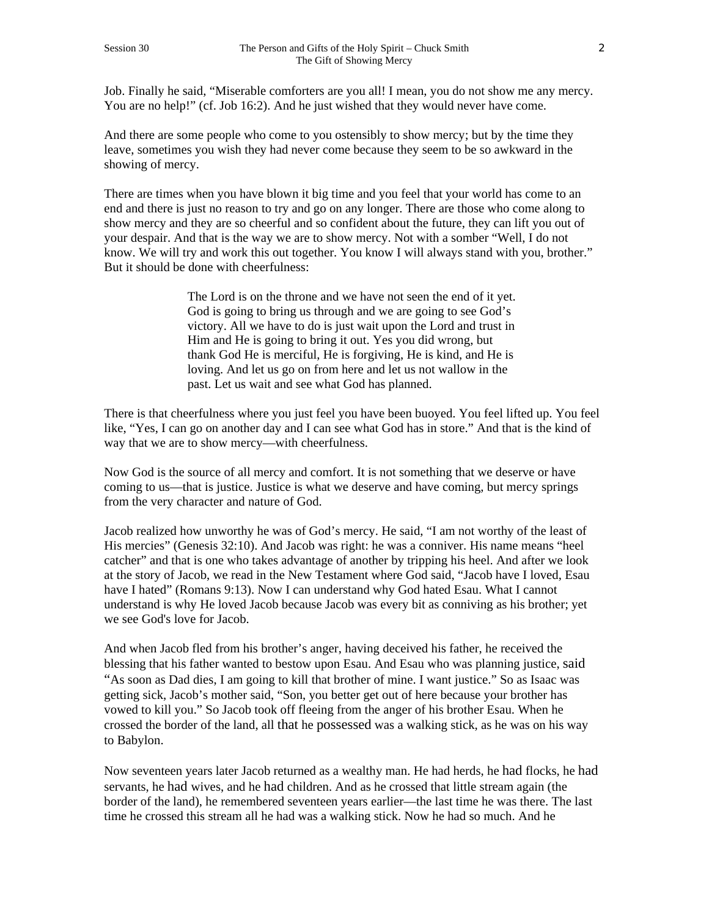Job. Finally he said, "Miserable comforters are you all! I mean, you do not show me any mercy. You are no help!" (cf. Job 16:2). And he just wished that they would never have come.

And there are some people who come to you ostensibly to show mercy; but by the time they leave, sometimes you wish they had never come because they seem to be so awkward in the showing of mercy.

There are times when you have blown it big time and you feel that your world has come to an end and there is just no reason to try and go on any longer. There are those who come along to show mercy and they are so cheerful and so confident about the future, they can lift you out of your despair. And that is the way we are to show mercy. Not with a somber "Well, I do not know. We will try and work this out together. You know I will always stand with you, brother." But it should be done with cheerfulness:

> The Lord is on the throne and we have not seen the end of it yet. God is going to bring us through and we are going to see God's victory. All we have to do is just wait upon the Lord and trust in Him and He is going to bring it out. Yes you did wrong, but thank God He is merciful, He is forgiving, He is kind, and He is loving. And let us go on from here and let us not wallow in the past. Let us wait and see what God has planned.

There is that cheerfulness where you just feel you have been buoyed. You feel lifted up. You feel like, "Yes, I can go on another day and I can see what God has in store." And that is the kind of way that we are to show mercy—with cheerfulness.

Now God is the source of all mercy and comfort. It is not something that we deserve or have coming to us—that is justice. Justice is what we deserve and have coming, but mercy springs from the very character and nature of God.

Jacob realized how unworthy he was of God's mercy. He said, "I am not worthy of the least of His mercies" (Genesis 32:10). And Jacob was right: he was a conniver. His name means "heel catcher" and that is one who takes advantage of another by tripping his heel. And after we look at the story of Jacob, we read in the New Testament where God said, "Jacob have I loved, Esau have I hated" (Romans 9:13). Now I can understand why God hated Esau. What I cannot understand is why He loved Jacob because Jacob was every bit as conniving as his brother; yet we see God's love for Jacob.

And when Jacob fled from his brother's anger, having deceived his father, he received the blessing that his father wanted to bestow upon Esau. And Esau who was planning justice, said "As soon as Dad dies, I am going to kill that brother of mine. I want justice." So as Isaac was getting sick, Jacob's mother said, "Son, you better get out of here because your brother has vowed to kill you." So Jacob took off fleeing from the anger of his brother Esau. When he crossed the border of the land, all that he possessed was a walking stick, as he was on his way to Babylon.

Now seventeen years later Jacob returned as a wealthy man. He had herds, he had flocks, he had servants, he had wives, and he had children. And as he crossed that little stream again (the border of the land), he remembered seventeen years earlier—the last time he was there. The last time he crossed this stream all he had was a walking stick. Now he had so much. And he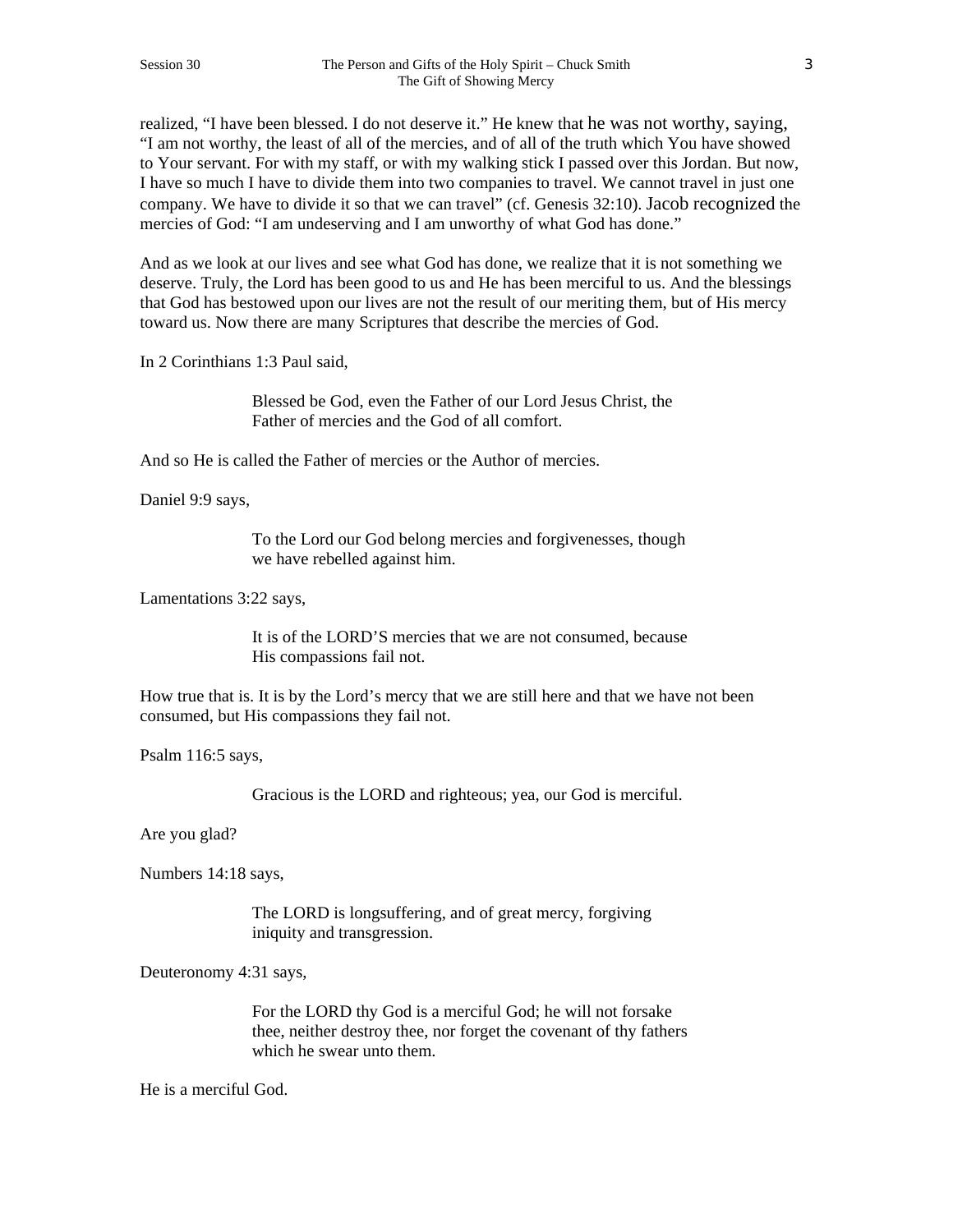realized, "I have been blessed. I do not deserve it." He knew that he was not worthy, saying, "I am not worthy, the least of all of the mercies, and of all of the truth which You have showed to Your servant. For with my staff, or with my walking stick I passed over this Jordan. But now, I have so much I have to divide them into two companies to travel. We cannot travel in just one company. We have to divide it so that we can travel" (cf. Genesis 32:10). Jacob recognized the mercies of God: "I am undeserving and I am unworthy of what God has done."

And as we look at our lives and see what God has done, we realize that it is not something we deserve. Truly, the Lord has been good to us and He has been merciful to us. And the blessings that God has bestowed upon our lives are not the result of our meriting them, but of His mercy toward us. Now there are many Scriptures that describe the mercies of God.

In 2 Corinthians 1:3 Paul said,

> Blessed be God, even the Father of our Lord Jesus Christ, the Father of mercies and the God of all comfort.

And so He is called the Father of mercies or the Author of mercies.

Daniel 9:9 says,

> To the Lord our God belong mercies and forgivenesses, though we have rebelled against him.

Lamentations 3:22 says,

> It is of the LORD'S mercies that we are not consumed, because His compassions fail not.

How true that is. It is by the Lord's mercy that we are still here and that we have not been consumed, but His compassions they fail not.

Psalm 116:5 says,

> Gracious is the LORD and righteous; yea, our God is merciful.

Are you glad?

Numbers 14:18 says,

> The LORD is longsuffering, and of great mercy, forgiving iniquity and transgression.

Deuteronomy 4:31 says,

> For the LORD thy God is a merciful God; he will not forsake thee, neither destroy thee, nor forget the covenant of thy fathers which he swear unto them.

He is a merciful God.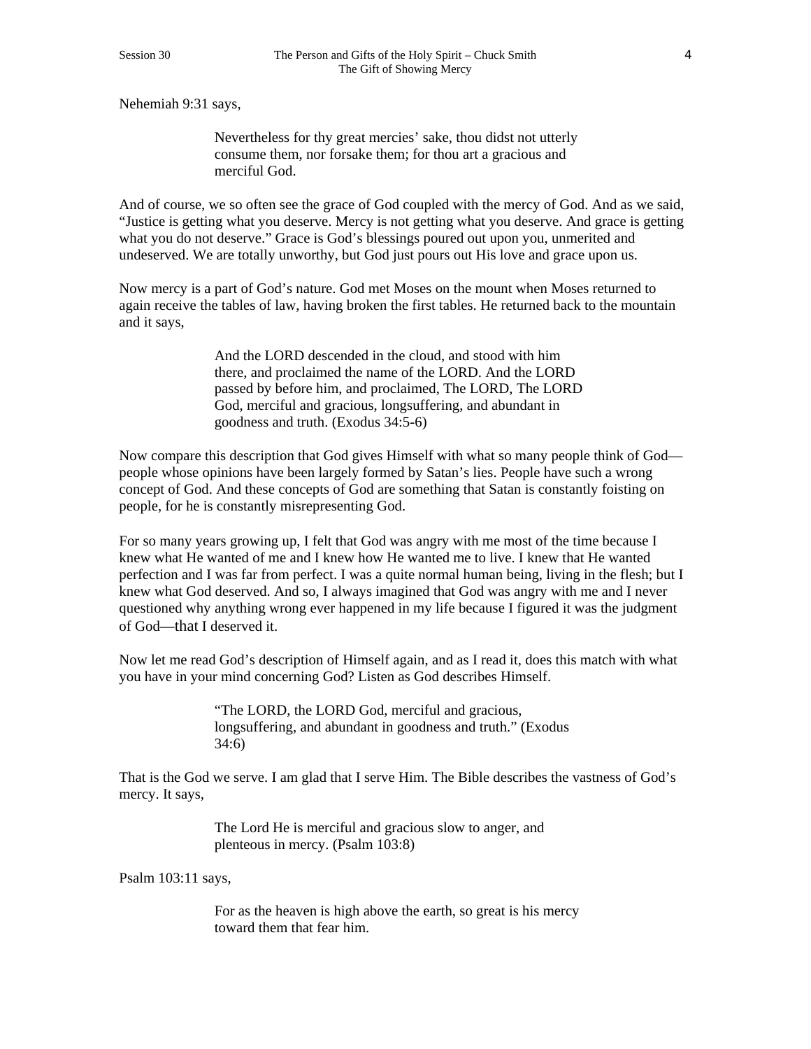Nehemiah 9:31 says,

> Nevertheless for thy great mercies' sake, thou didst not utterly consume them, nor forsake them; for thou art a gracious and merciful God.

And of course, we so often see the grace of God coupled with the mercy of God. And as we said, "Justice is getting what you deserve. Mercy is not getting what you deserve. And grace is getting what you do not deserve." Grace is God's blessings poured out upon you, unmerited and undeserved. We are totally unworthy, but God just pours out His love and grace upon us.

Now mercy is a part of God's nature. God met Moses on the mount when Moses returned to again receive the tables of law, having broken the first tables. He returned back to the mountain and it says,

> And the LORD descended in the cloud, and stood with him there, and proclaimed the name of the LORD. And the LORD passed by before him, and proclaimed, The LORD, The LORD God, merciful and gracious, longsuffering, and abundant in goodness and truth. (Exodus 34:5-6)

Now compare this description that God gives Himself with what so many people think of God—people whose opinions have been largely formed by Satan's lies. People have such a wrong concept of God. And these concepts of God are something that Satan is constantly foisting on people, for he is constantly misrepresenting God.

For so many years growing up, I felt that God was angry with me most of the time because I knew what He wanted of me and I knew how He wanted me to live. I knew that He wanted perfection and I was far from perfect. I was a quite normal human being, living in the flesh; but I knew what God deserved. And so, I always imagined that God was angry with me and I never questioned why anything wrong ever happened in my life because I figured it was the judgment of God—that I deserved it.

Now let me read God's description of Himself again, and as I read it, does this match with what you have in your mind concerning God? Listen as God describes Himself.

> "The LORD, the LORD God, merciful and gracious, longsuffering, and abundant in goodness and truth." (Exodus 34:6)

That is the God we serve. I am glad that I serve Him. The Bible describes the vastness of God's mercy. It says,

> The Lord He is merciful and gracious slow to anger, and plenteous in mercy. (Psalm 103:8)

Psalm 103:11 says,

> For as the heaven is high above the earth, so great is his mercy toward them that fear him.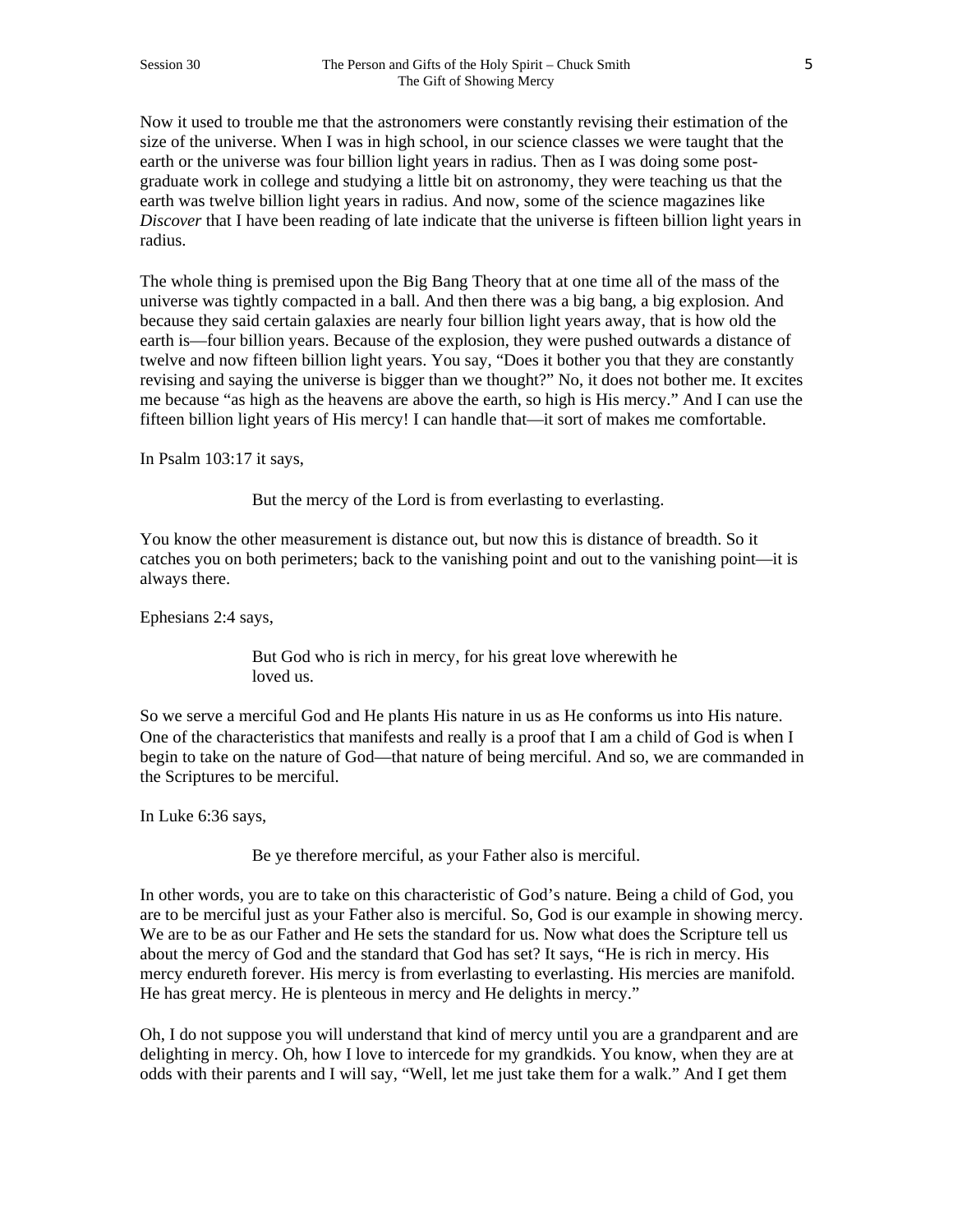Now it used to trouble me that the astronomers were constantly revising their estimation of the size of the universe. When I was in high school, in our science classes we were taught that the earth or the universe was four billion light years in radius. Then as I was doing some post-graduate work in college and studying a little bit on astronomy, they were teaching us that the earth was twelve billion light years in radius. And now, some of the science magazines like *Discover* that I have been reading of late indicate that the universe is fifteen billion light years in radius.

The whole thing is premised upon the Big Bang Theory that at one time all of the mass of the universe was tightly compacted in a ball. And then there was a big bang, a big explosion. And because they said certain galaxies are nearly four billion light years away, that is how old the earth is—four billion years. Because of the explosion, they were pushed outwards a distance of twelve and now fifteen billion light years. You say, "Does it bother you that they are constantly revising and saying the universe is bigger than we thought?" No, it does not bother me. It excites me because "as high as the heavens are above the earth, so high is His mercy." And I can use the fifteen billion light years of His mercy! I can handle that—it sort of makes me comfortable.

In Psalm 103:17 it says,

> But the mercy of the Lord is from everlasting to everlasting.

You know the other measurement is distance out, but now this is distance of breadth. So it catches you on both perimeters; back to the vanishing point and out to the vanishing point—it is always there.

Ephesians 2:4 says,

> But God who is rich in mercy, for his great love wherewith he loved us.

So we serve a merciful God and He plants His nature in us as He conforms us into His nature. One of the characteristics that manifests and really is a proof that I am a child of God is when I begin to take on the nature of God—that nature of being merciful. And so, we are commanded in the Scriptures to be merciful.

In Luke 6:36 says,

> Be ye therefore merciful, as your Father also is merciful.

In other words, you are to take on this characteristic of God's nature. Being a child of God, you are to be merciful just as your Father also is merciful. So, God is our example in showing mercy. We are to be as our Father and He sets the standard for us. Now what does the Scripture tell us about the mercy of God and the standard that God has set? It says, "He is rich in mercy. His mercy endureth forever. His mercy is from everlasting to everlasting. His mercies are manifold. He has great mercy. He is plenteous in mercy and He delights in mercy."

Oh, I do not suppose you will understand that kind of mercy until you are a grandparent and are delighting in mercy. Oh, how I love to intercede for my grandkids. You know, when they are at odds with their parents and I will say, "Well, let me just take them for a walk." And I get them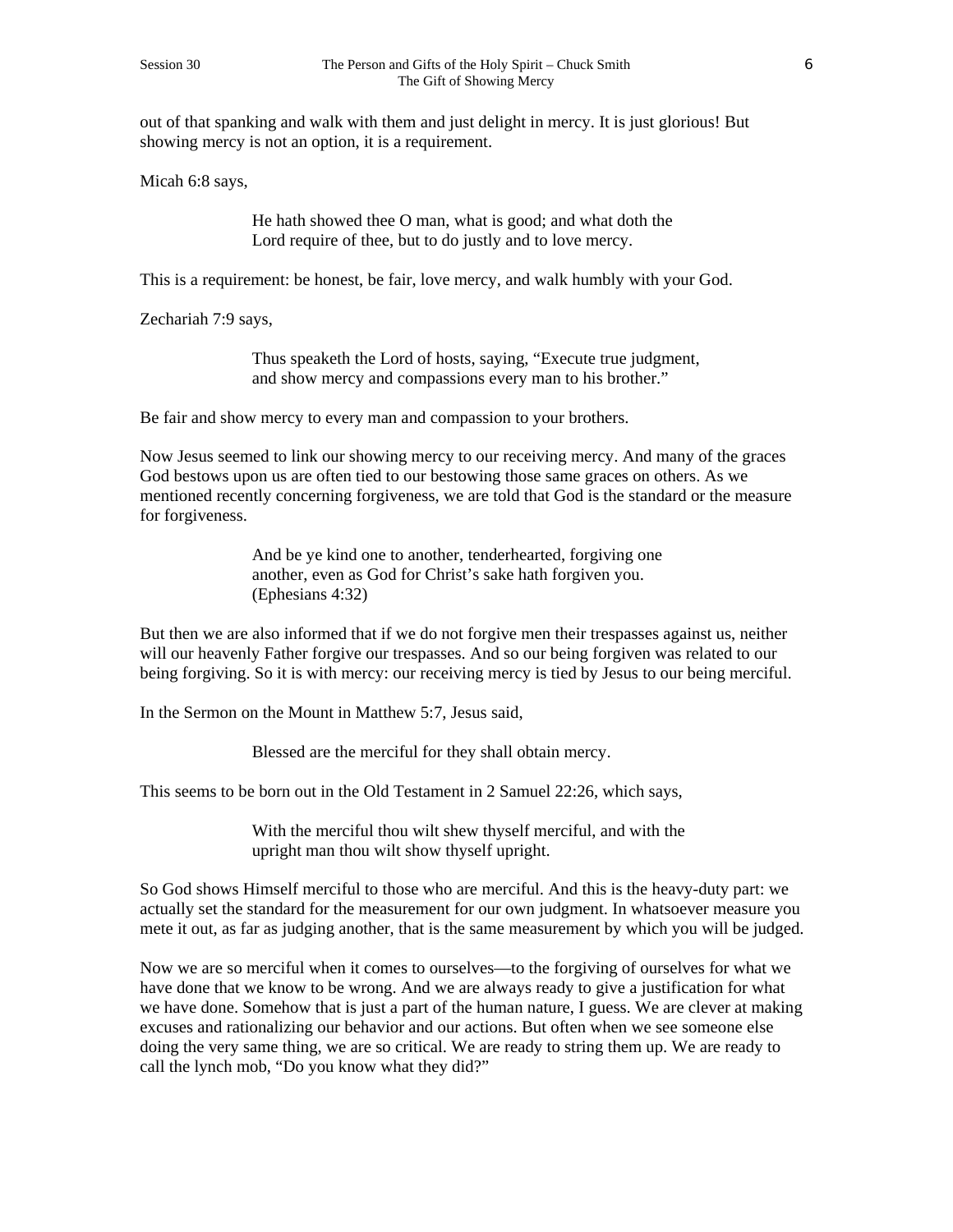out of that spanking and walk with them and just delight in mercy. It is just glorious! But showing mercy is not an option, it is a requirement.

Micah 6:8 says,

> He hath showed thee O man, what is good; and what doth the Lord require of thee, but to do justly and to love mercy.

This is a requirement: be honest, be fair, love mercy, and walk humbly with your God.

Zechariah 7:9 says,

> Thus speaketh the Lord of hosts, saying, "Execute true judgment, and show mercy and compassions every man to his brother."

Be fair and show mercy to every man and compassion to your brothers.

Now Jesus seemed to link our showing mercy to our receiving mercy. And many of the graces God bestows upon us are often tied to our bestowing those same graces on others. As we mentioned recently concerning forgiveness, we are told that God is the standard or the measure for forgiveness.

> And be ye kind one to another, tenderhearted, forgiving one another, even as God for Christ's sake hath forgiven you. (Ephesians 4:32)

But then we are also informed that if we do not forgive men their trespasses against us, neither will our heavenly Father forgive our trespasses. And so our being forgiven was related to our being forgiving. So it is with mercy: our receiving mercy is tied by Jesus to our being merciful.

In the Sermon on the Mount in Matthew 5:7, Jesus said,

> Blessed are the merciful for they shall obtain mercy.

This seems to be born out in the Old Testament in 2 Samuel 22:26, which says,

> With the merciful thou wilt shew thyself merciful, and with the upright man thou wilt show thyself upright.

So God shows Himself merciful to those who are merciful. And this is the heavy-duty part: we actually set the standard for the measurement for our own judgment. In whatsoever measure you mete it out, as far as judging another, that is the same measurement by which you will be judged.

Now we are so merciful when it comes to ourselves—to the forgiving of ourselves for what we have done that we know to be wrong. And we are always ready to give a justification for what we have done. Somehow that is just a part of the human nature, I guess. We are clever at making excuses and rationalizing our behavior and our actions. But often when we see someone else doing the very same thing, we are so critical. We are ready to string them up. We are ready to call the lynch mob, "Do you know what they did?"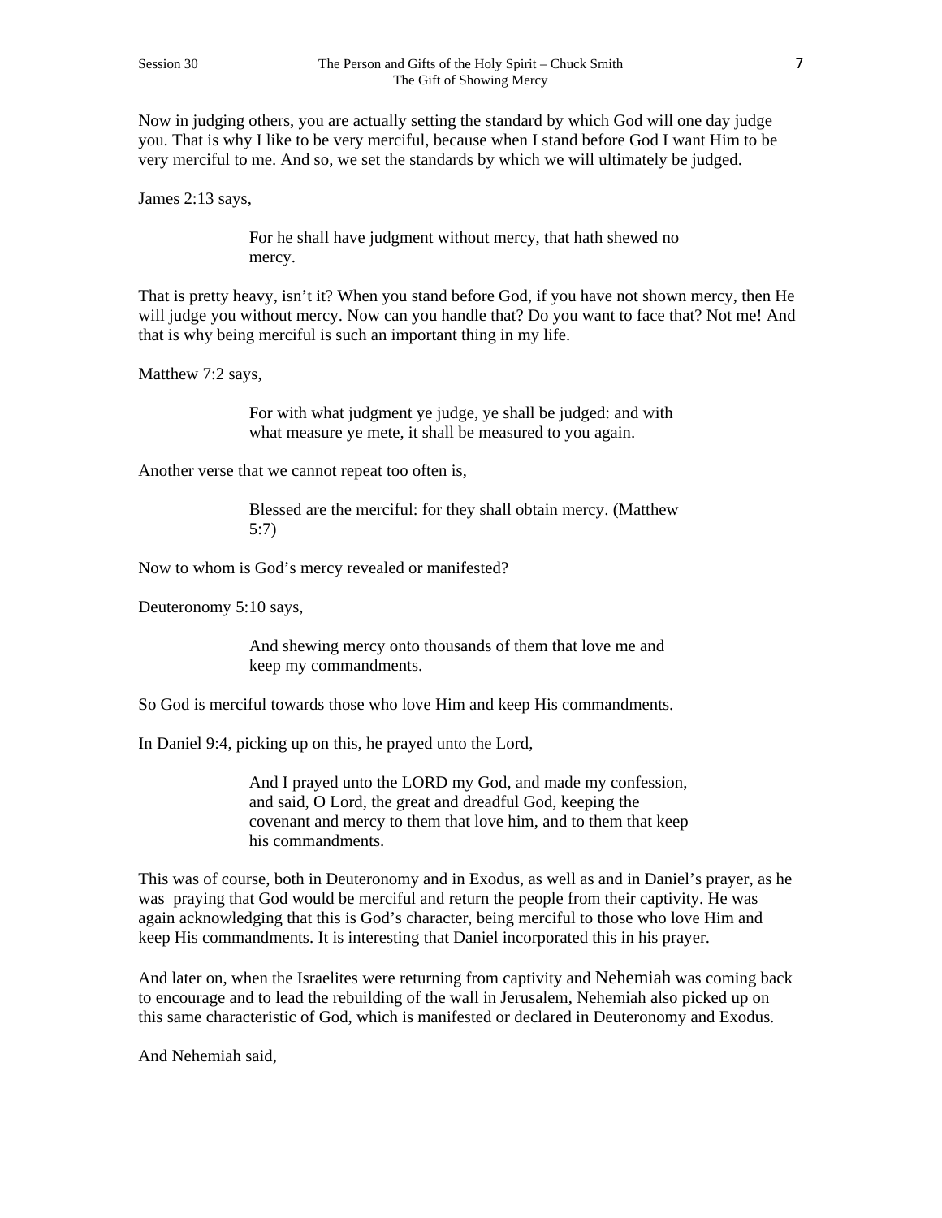Now in judging others, you are actually setting the standard by which God will one day judge you. That is why I like to be very merciful, because when I stand before God I want Him to be very merciful to me. And so, we set the standards by which we will ultimately be judged.

James 2:13 says,

> For he shall have judgment without mercy, that hath shewed no mercy.

That is pretty heavy, isn't it? When you stand before God, if you have not shown mercy, then He will judge you without mercy. Now can you handle that? Do you want to face that? Not me! And that is why being merciful is such an important thing in my life.

Matthew 7:2 says,

> For with what judgment ye judge, ye shall be judged: and with what measure ye mete, it shall be measured to you again.

Another verse that we cannot repeat too often is,

> Blessed are the merciful: for they shall obtain mercy. (Matthew 5:7)

Now to whom is God's mercy revealed or manifested?

Deuteronomy 5:10 says,

> And shewing mercy onto thousands of them that love me and keep my commandments.

So God is merciful towards those who love Him and keep His commandments.

In Daniel 9:4, picking up on this, he prayed unto the Lord,

> And I prayed unto the LORD my God, and made my confession, and said, O Lord, the great and dreadful God, keeping the covenant and mercy to them that love him, and to them that keep his commandments.

This was of course, both in Deuteronomy and in Exodus, as well as and in Daniel's prayer, as he was praying that God would be merciful and return the people from their captivity. He was again acknowledging that this is God's character, being merciful to those who love Him and keep His commandments. It is interesting that Daniel incorporated this in his prayer.

And later on, when the Israelites were returning from captivity and Nehemiah was coming back to encourage and to lead the rebuilding of the wall in Jerusalem, Nehemiah also picked up on this same characteristic of God, which is manifested or declared in Deuteronomy and Exodus.

And Nehemiah said,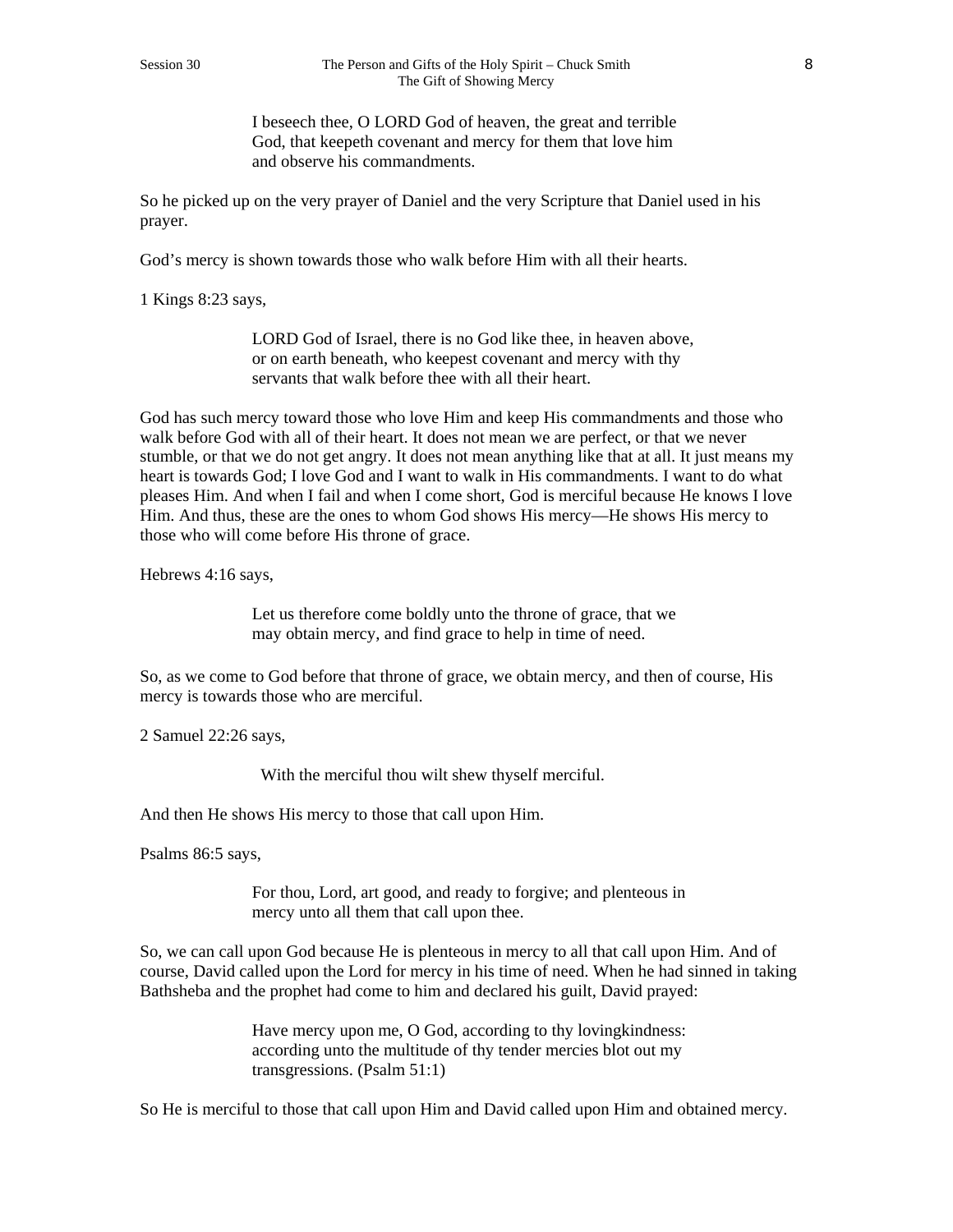> I beseech thee, O LORD God of heaven, the great and terrible God, that keepeth covenant and mercy for them that love him and observe his commandments.

So he picked up on the very prayer of Daniel and the very Scripture that Daniel used in his prayer.

God's mercy is shown towards those who walk before Him with all their hearts.

1 Kings 8:23 says,

> LORD God of Israel, there is no God like thee, in heaven above, or on earth beneath, who keepest covenant and mercy with thy servants that walk before thee with all their heart.

God has such mercy toward those who love Him and keep His commandments and those who walk before God with all of their heart. It does not mean we are perfect, or that we never stumble, or that we do not get angry. It does not mean anything like that at all. It just means my heart is towards God; I love God and I want to walk in His commandments. I want to do what pleases Him. And when I fail and when I come short, God is merciful because He knows I love Him. And thus, these are the ones to whom God shows His mercy—He shows His mercy to those who will come before His throne of grace.

Hebrews 4:16 says,

> Let us therefore come boldly unto the throne of grace, that we may obtain mercy, and find grace to help in time of need.

So, as we come to God before that throne of grace, we obtain mercy, and then of course, His mercy is towards those who are merciful.

2 Samuel 22:26 says,

> With the merciful thou wilt shew thyself merciful.

And then He shows His mercy to those that call upon Him.

Psalms 86:5 says,

> For thou, Lord, art good, and ready to forgive; and plenteous in mercy unto all them that call upon thee.

So, we can call upon God because He is plenteous in mercy to all that call upon Him. And of course, David called upon the Lord for mercy in his time of need. When he had sinned in taking Bathsheba and the prophet had come to him and declared his guilt, David prayed:

> Have mercy upon me, O God, according to thy lovingkindness: according unto the multitude of thy tender mercies blot out my transgressions. (Psalm 51:1)

So He is merciful to those that call upon Him and David called upon Him and obtained mercy.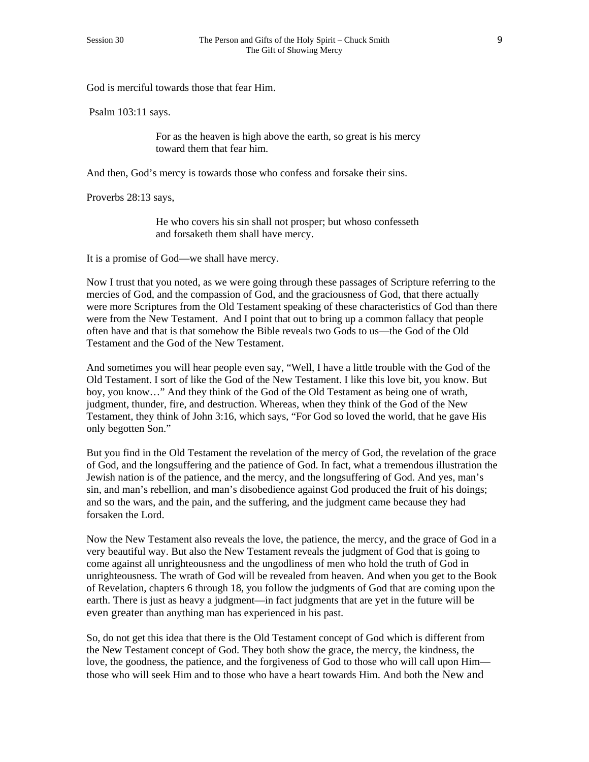God is merciful towards those that fear Him.

Psalm 103:11 says.

> For as the heaven is high above the earth, so great is his mercy toward them that fear him.

And then, God's mercy is towards those who confess and forsake their sins.

Proverbs 28:13 says,

> He who covers his sin shall not prosper; but whoso confesseth and forsaketh them shall have mercy.

It is a promise of God—we shall have mercy.

Now I trust that you noted, as we were going through these passages of Scripture referring to the mercies of God, and the compassion of God, and the graciousness of God, that there actually were more Scriptures from the Old Testament speaking of these characteristics of God than there were from the New Testament. And I point that out to bring up a common fallacy that people often have and that is that somehow the Bible reveals two Gods to us—the God of the Old Testament and the God of the New Testament.

And sometimes you will hear people even say, "Well, I have a little trouble with the God of the Old Testament. I sort of like the God of the New Testament. I like this love bit, you know. But boy, you know…" And they think of the God of the Old Testament as being one of wrath, judgment, thunder, fire, and destruction. Whereas, when they think of the God of the New Testament, they think of John 3:16, which says, "For God so loved the world, that he gave His only begotten Son."

But you find in the Old Testament the revelation of the mercy of God, the revelation of the grace of God, and the longsuffering and the patience of God. In fact, what a tremendous illustration the Jewish nation is of the patience, and the mercy, and the longsuffering of God. And yes, man's sin, and man's rebellion, and man's disobedience against God produced the fruit of his doings; and so the wars, and the pain, and the suffering, and the judgment came because they had forsaken the Lord.

Now the New Testament also reveals the love, the patience, the mercy, and the grace of God in a very beautiful way. But also the New Testament reveals the judgment of God that is going to come against all unrighteousness and the ungodliness of men who hold the truth of God in unrighteousness. The wrath of God will be revealed from heaven. And when you get to the Book of Revelation, chapters 6 through 18, you follow the judgments of God that are coming upon the earth. There is just as heavy a judgment—in fact judgments that are yet in the future will be even greater than anything man has experienced in his past.

So, do not get this idea that there is the Old Testament concept of God which is different from the New Testament concept of God. They both show the grace, the mercy, the kindness, the love, the goodness, the patience, and the forgiveness of God to those who will call upon Him—those who will seek Him and to those who have a heart towards Him. And both the New and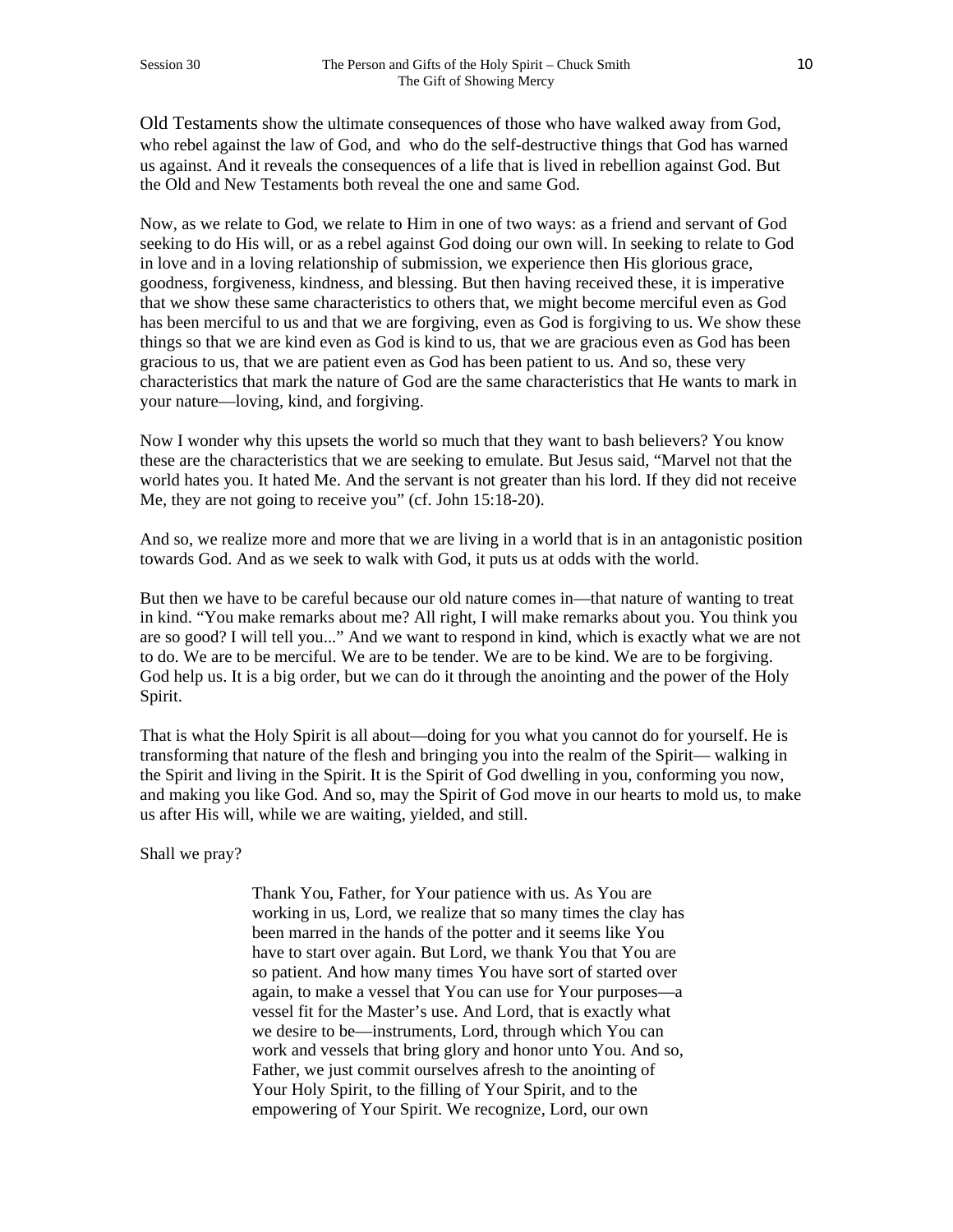Old Testaments show the ultimate consequences of those who have walked away from God, who rebel against the law of God, and who do the self-destructive things that God has warned us against. And it reveals the consequences of a life that is lived in rebellion against God. But the Old and New Testaments both reveal the one and same God.

Now, as we relate to God, we relate to Him in one of two ways: as a friend and servant of God seeking to do His will, or as a rebel against God doing our own will. In seeking to relate to God in love and in a loving relationship of submission, we experience then His glorious grace, goodness, forgiveness, kindness, and blessing. But then having received these, it is imperative that we show these same characteristics to others that, we might become merciful even as God has been merciful to us and that we are forgiving, even as God is forgiving to us. We show these things so that we are kind even as God is kind to us, that we are gracious even as God has been gracious to us, that we are patient even as God has been patient to us. And so, these very characteristics that mark the nature of God are the same characteristics that He wants to mark in your nature—loving, kind, and forgiving.

Now I wonder why this upsets the world so much that they want to bash believers? You know these are the characteristics that we are seeking to emulate. But Jesus said, "Marvel not that the world hates you. It hated Me. And the servant is not greater than his lord. If they did not receive Me, they are not going to receive you" (cf. John 15:18-20).

And so, we realize more and more that we are living in a world that is in an antagonistic position towards God. And as we seek to walk with God, it puts us at odds with the world.

But then we have to be careful because our old nature comes in—that nature of wanting to treat in kind. "You make remarks about me? All right, I will make remarks about you. You think you are so good? I will tell you..." And we want to respond in kind, which is exactly what we are not to do. We are to be merciful. We are to be tender. We are to be kind. We are to be forgiving. God help us. It is a big order, but we can do it through the anointing and the power of the Holy Spirit.

That is what the Holy Spirit is all about—doing for you what you cannot do for yourself. He is transforming that nature of the flesh and bringing you into the realm of the Spirit— walking in the Spirit and living in the Spirit. It is the Spirit of God dwelling in you, conforming you now, and making you like God. And so, may the Spirit of God move in our hearts to mold us, to make us after His will, while we are waiting, yielded, and still.

Shall we pray?

> Thank You, Father, for Your patience with us. As You are working in us, Lord, we realize that so many times the clay has been marred in the hands of the potter and it seems like You have to start over again. But Lord, we thank You that You are so patient. And how many times You have sort of started over again, to make a vessel that You can use for Your purposes—a vessel fit for the Master's use. And Lord, that is exactly what we desire to be—instruments, Lord, through which You can work and vessels that bring glory and honor unto You. And so, Father, we just commit ourselves afresh to the anointing of Your Holy Spirit, to the filling of Your Spirit, and to the empowering of Your Spirit. We recognize, Lord, our own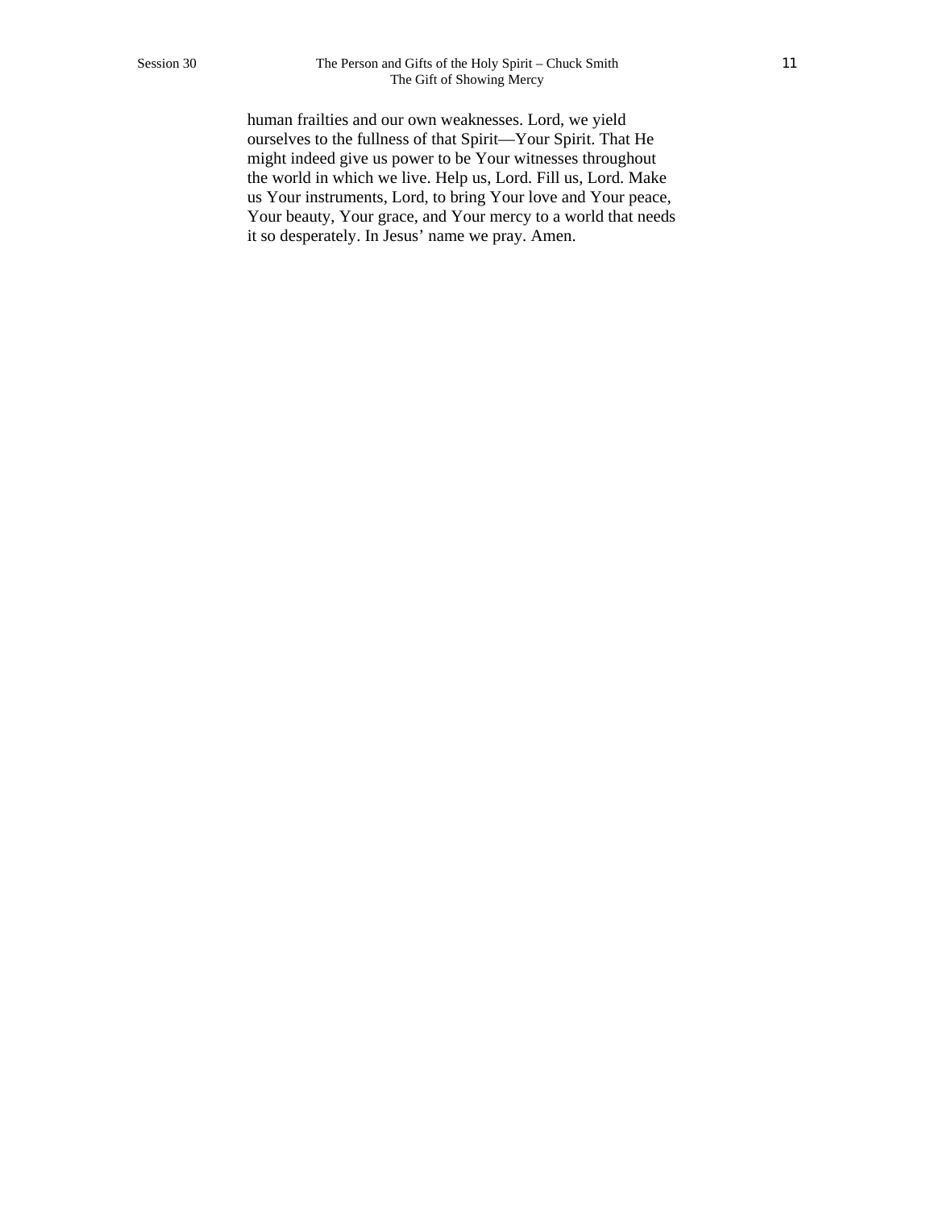human frailties and our own weaknesses. Lord, we yield ourselves to the fullness of that Spirit—Your Spirit. That He might indeed give us power to be Your witnesses throughout the world in which we live. Help us, Lord. Fill us, Lord. Make us Your instruments, Lord, to bring Your love and Your peace, Your beauty, Your grace, and Your mercy to a world that needs it so desperately. In Jesus' name we pray. Amen.